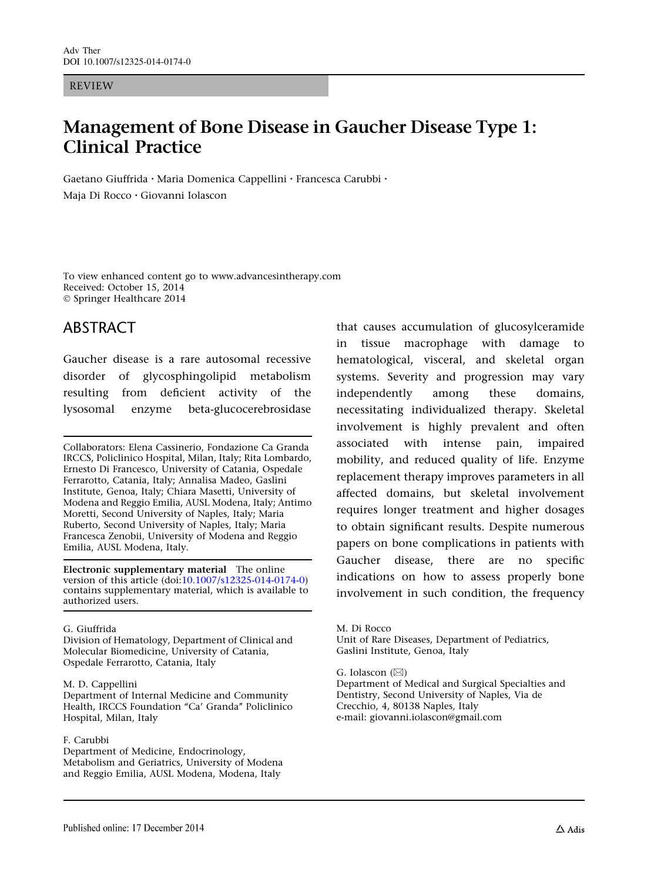REVIEW

# Management of Bone Disease in Gaucher Disease Type 1: Clinical Practice

Gaetano Giuffrida · Maria Domenica Cappellini · Francesca Carubbi · Maja Di Rocco · Giovanni Iolascon

To view enhanced content go to www.advancesintherapy.com
Received: October 15, 2014
© Springer Healthcare 2014

## ABSTRACT

Gaucher disease is a rare autosomal recessive disorder of glycosphingolipid metabolism resulting from deficient activity of the lysosomal enzyme beta-glucocerebrosidase that causes accumulation of glucosylceramide in tissue macrophage with damage to hematological, visceral, and skeletal organ systems. Severity and progression may vary independently among these domains, necessitating individualized therapy. Skeletal involvement is highly prevalent and often associated with intense pain, impaired mobility, and reduced quality of life. Enzyme replacement therapy improves parameters in all affected domains, but skeletal involvement requires longer treatment and higher dosages to obtain significant results. Despite numerous papers on bone complications in patients with Gaucher disease, there are no specific indications on how to assess properly bone involvement in such condition, the frequency

Collaborators: Elena Cassinerio, Fondazione Ca Granda IRCCS, Policlinico Hospital, Milan, Italy; Rita Lombardo, Ernesto Di Francesco, University of Catania, Ospedale Ferrarotto, Catania, Italy; Annalisa Madeo, Gaslini Institute, Genoa, Italy; Chiara Masetti, University of Modena and Reggio Emilia, AUSL Modena, Italy; Antimo Moretti, Second University of Naples, Italy; Maria Ruberto, Second University of Naples, Italy; Maria Francesca Zenobii, University of Modena and Reggio Emilia, AUSL Modena, Italy.

**Electronic supplementary material** The online version of this article (doi:10.1007/s12325-014-0174-0) contains supplementary material, which is available to authorized users.

G. Giuffrida
Division of Hematology, Department of Clinical and Molecular Biomedicine, University of Catania, Ospedale Ferrarotto, Catania, Italy

M. D. Cappellini
Department of Internal Medicine and Community Health, IRCCS Foundation "Ca' Granda" Policlinico Hospital, Milan, Italy

F. Carubbi
Department of Medicine, Endocrinology, Metabolism and Geriatrics, University of Modena and Reggio Emilia, AUSL Modena, Modena, Italy

M. Di Rocco
Unit of Rare Diseases, Department of Pediatrics, Gaslini Institute, Genoa, Italy

G. Iolascon (✉)
Department of Medical and Surgical Specialties and Dentistry, Second University of Naples, Via de Crecchio, 4, 80138 Naples, Italy
e-mail: giovanni.iolascon@gmail.com

Published online: 17 December 2014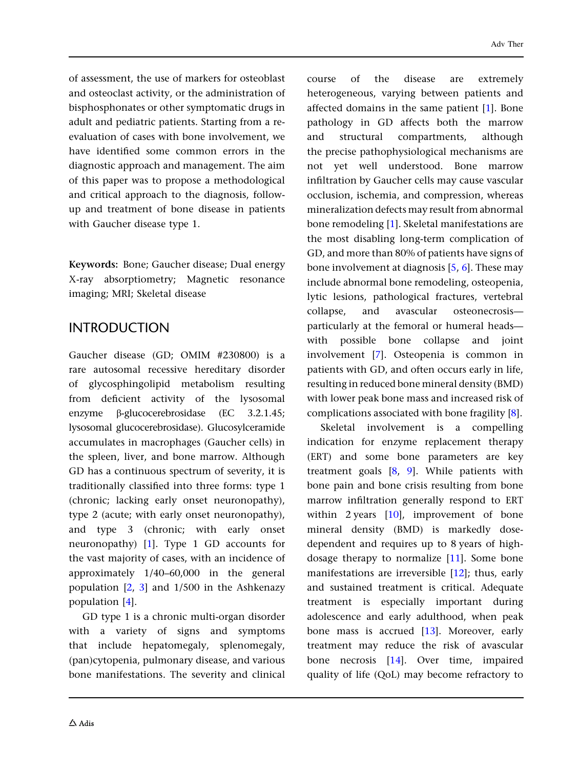of assessment, the use of markers for osteoblast and osteoclast activity, or the administration of bisphosphonates or other symptomatic drugs in adult and pediatric patients. Starting from a re-evaluation of cases with bone involvement, we have identified some common errors in the diagnostic approach and management. The aim of this paper was to propose a methodological and critical approach to the diagnosis, follow-up and treatment of bone disease in patients with Gaucher disease type 1.

**Keywords:** Bone; Gaucher disease; Dual energy X-ray absorptiometry; Magnetic resonance imaging; MRI; Skeletal disease

## INTRODUCTION

Gaucher disease (GD; OMIM #230800) is a rare autosomal recessive hereditary disorder of glycosphingolipid metabolism resulting from deficient activity of the lysosomal enzyme β-glucocerebrosidase (EC 3.2.1.45; lysosomal glucocerebrosidase). Glucosylceramide accumulates in macrophages (Gaucher cells) in the spleen, liver, and bone marrow. Although GD has a continuous spectrum of severity, it is traditionally classified into three forms: type 1 (chronic; lacking early onset neuronopathy), type 2 (acute; with early onset neuronopathy), and type 3 (chronic; with early onset neuronopathy) [1]. Type 1 GD accounts for the vast majority of cases, with an incidence of approximately 1/40–60,000 in the general population [2, 3] and 1/500 in the Ashkenazy population [4].

GD type 1 is a chronic multi-organ disorder with a variety of signs and symptoms that include hepatomegaly, splenomegaly, (pan)cytopenia, pulmonary disease, and various bone manifestations. The severity and clinical course of the disease are extremely heterogeneous, varying between patients and affected domains in the same patient [1]. Bone pathology in GD affects both the marrow and structural compartments, although the precise pathophysiological mechanisms are not yet well understood. Bone marrow infiltration by Gaucher cells may cause vascular occlusion, ischemia, and compression, whereas mineralization defects may result from abnormal bone remodeling [1]. Skeletal manifestations are the most disabling long-term complication of GD, and more than 80% of patients have signs of bone involvement at diagnosis [5, 6]. These may include abnormal bone remodeling, osteopenia, lytic lesions, pathological fractures, vertebral collapse, and avascular osteonecrosis—particularly at the femoral or humeral heads—with possible bone collapse and joint involvement [7]. Osteopenia is common in patients with GD, and often occurs early in life, resulting in reduced bone mineral density (BMD) with lower peak bone mass and increased risk of complications associated with bone fragility [8].

Skeletal involvement is a compelling indication for enzyme replacement therapy (ERT) and some bone parameters are key treatment goals [8, 9]. While patients with bone pain and bone crisis resulting from bone marrow infiltration generally respond to ERT within 2 years [10], improvement of bone mineral density (BMD) is markedly dose-dependent and requires up to 8 years of high-dosage therapy to normalize [11]. Some bone manifestations are irreversible [12]; thus, early and sustained treatment is critical. Adequate treatment is especially important during adolescence and early adulthood, when peak bone mass is accrued [13]. Moreover, early treatment may reduce the risk of avascular bone necrosis [14]. Over time, impaired quality of life (QoL) may become refractory to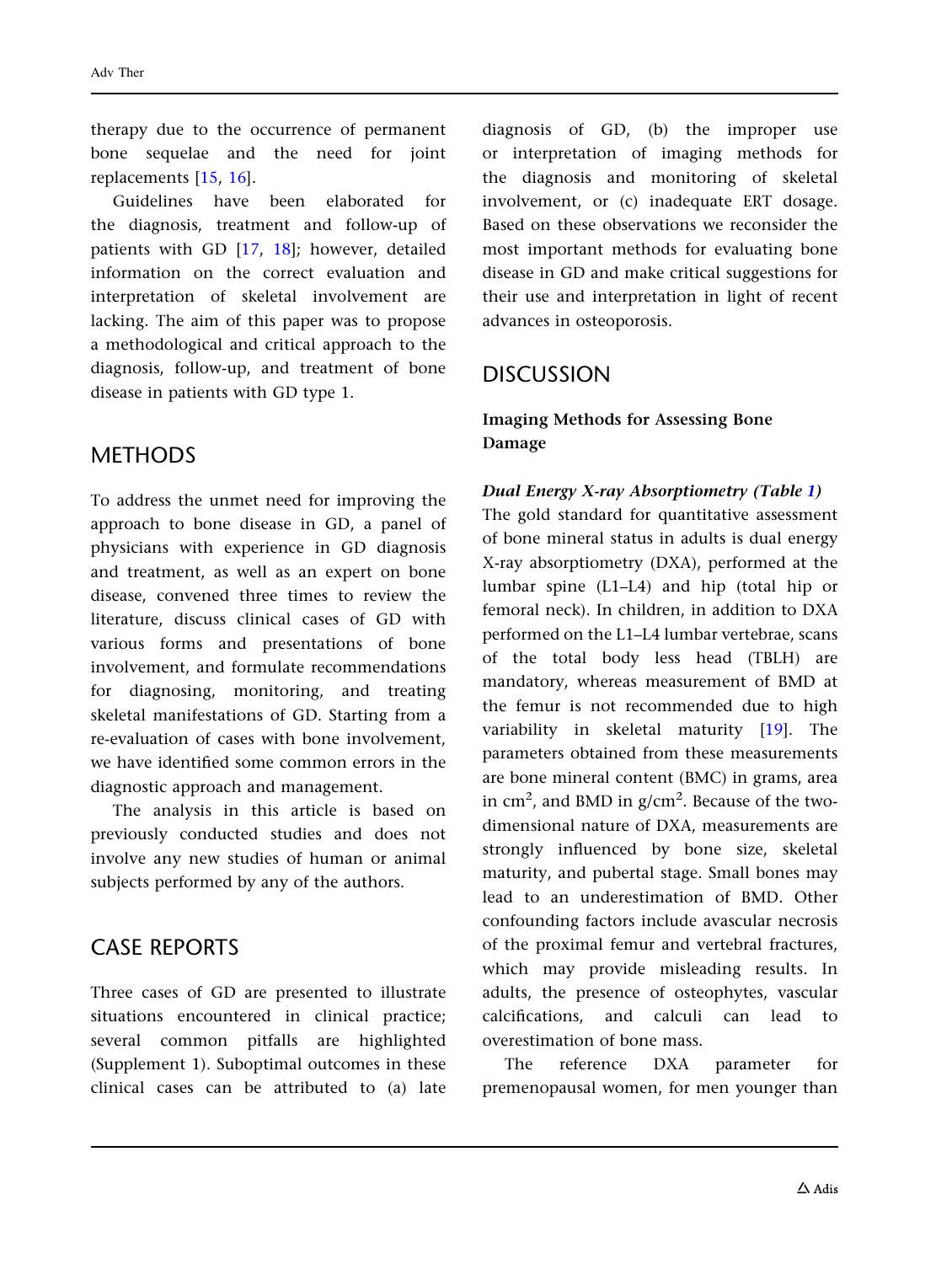therapy due to the occurrence of permanent bone sequelae and the need for joint replacements [15, 16].

Guidelines have been elaborated for the diagnosis, treatment and follow-up of patients with GD [17, 18]; however, detailed information on the correct evaluation and interpretation of skeletal involvement are lacking. The aim of this paper was to propose a methodological and critical approach to the diagnosis, follow-up, and treatment of bone disease in patients with GD type 1.

## METHODS

To address the unmet need for improving the approach to bone disease in GD, a panel of physicians with experience in GD diagnosis and treatment, as well as an expert on bone disease, convened three times to review the literature, discuss clinical cases of GD with various forms and presentations of bone involvement, and formulate recommendations for diagnosing, monitoring, and treating skeletal manifestations of GD. Starting from a re-evaluation of cases with bone involvement, we have identified some common errors in the diagnostic approach and management.

The analysis in this article is based on previously conducted studies and does not involve any new studies of human or animal subjects performed by any of the authors.

## CASE REPORTS

Three cases of GD are presented to illustrate situations encountered in clinical practice; several common pitfalls are highlighted (Supplement 1). Suboptimal outcomes in these clinical cases can be attributed to (a) late diagnosis of GD, (b) the improper use or interpretation of imaging methods for the diagnosis and monitoring of skeletal involvement, or (c) inadequate ERT dosage. Based on these observations we reconsider the most important methods for evaluating bone disease in GD and make critical suggestions for their use and interpretation in light of recent advances in osteoporosis.

## DISCUSSION

### Imaging Methods for Assessing Bone Damage

#### *Dual Energy X-ray Absorptiometry (Table 1)*

The gold standard for quantitative assessment of bone mineral status in adults is dual energy X-ray absorptiometry (DXA), performed at the lumbar spine (L1–L4) and hip (total hip or femoral neck). In children, in addition to DXA performed on the L1–L4 lumbar vertebrae, scans of the total body less head (TBLH) are mandatory, whereas measurement of BMD at the femur is not recommended due to high variability in skeletal maturity [19]. The parameters obtained from these measurements are bone mineral content (BMC) in grams, area in $cm^2$, and BMD in $g/cm^2$. Because of the two-dimensional nature of DXA, measurements are strongly influenced by bone size, skeletal maturity, and pubertal stage. Small bones may lead to an underestimation of BMD. Other confounding factors include avascular necrosis of the proximal femur and vertebral fractures, which may provide misleading results. In adults, the presence of osteophytes, vascular calcifications, and calculi can lead to overestimation of bone mass.

The reference DXA parameter for premenopausal women, for men younger than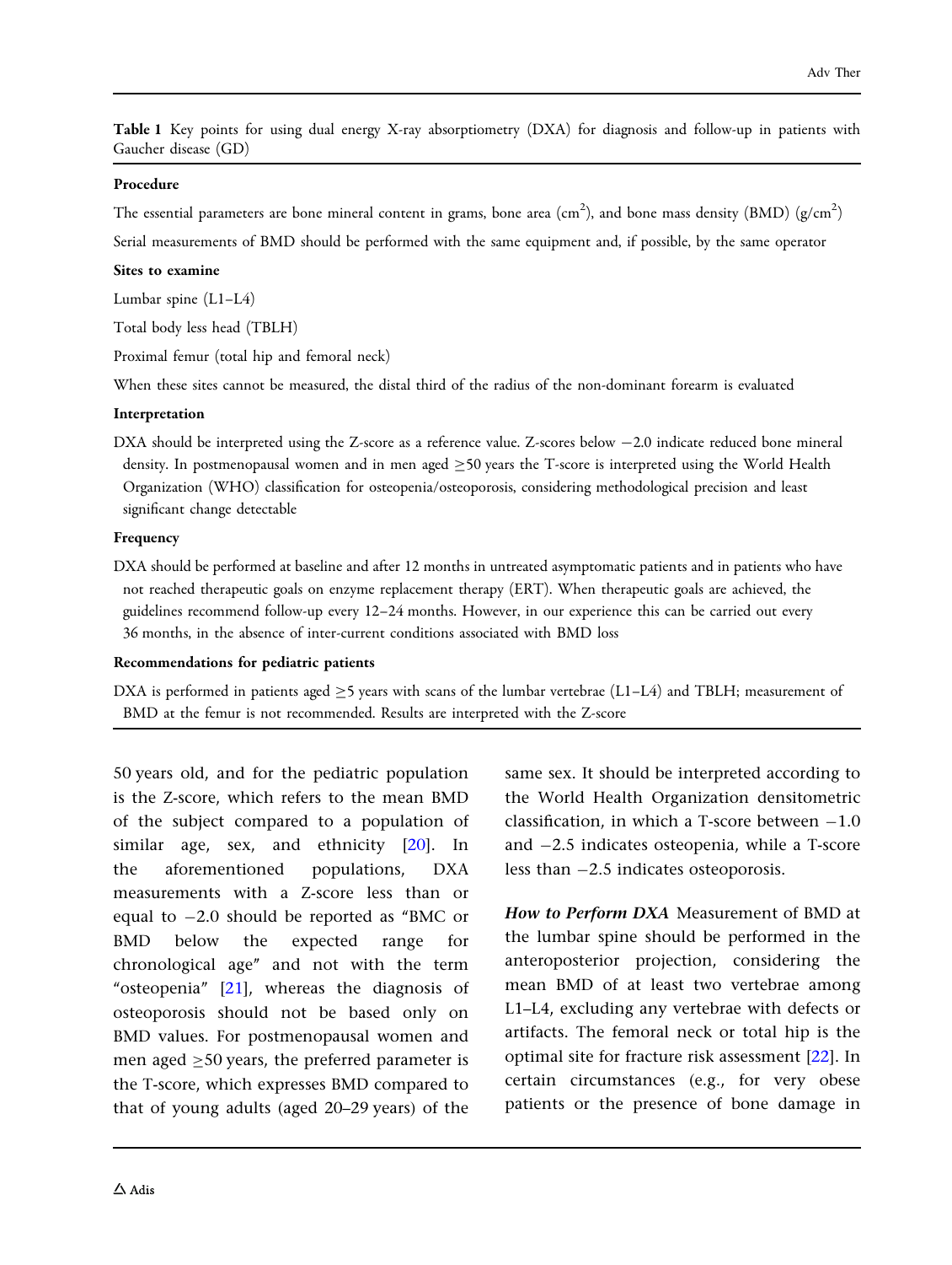Table 1 Key points for using dual energy X-ray absorptiometry (DXA) for diagnosis and follow-up in patients with Gaucher disease (GD)

| |
|---|
| **Procedure** |
| The essential parameters are bone mineral content in grams, bone area ($cm^2$), and bone mass density (BMD) ($g/cm^2$) |
| Serial measurements of BMD should be performed with the same equipment and, if possible, by the same operator |
| **Sites to examine** |
| Lumbar spine (L1–L4) |
| Total body less head (TBLH) |
| Proximal femur (total hip and femoral neck) |
| When these sites cannot be measured, the distal third of the radius of the non-dominant forearm is evaluated |
| **Interpretation** |
| DXA should be interpreted using the Z-score as a reference value. Z-scores below −2.0 indicate reduced bone mineral density. In postmenopausal women and in men aged ≥50 years the T-score is interpreted using the World Health Organization (WHO) classification for osteopenia/osteoporosis, considering methodological precision and least significant change detectable |
| **Frequency** |
| DXA should be performed at baseline and after 12 months in untreated asymptomatic patients and in patients who have not reached therapeutic goals on enzyme replacement therapy (ERT). When therapeutic goals are achieved, the guidelines recommend follow-up every 12–24 months. However, in our experience this can be carried out every 36 months, in the absence of inter-current conditions associated with BMD loss |
| **Recommendations for pediatric patients** |
| DXA is performed in patients aged ≥5 years with scans of the lumbar vertebrae (L1–L4) and TBLH; measurement of BMD at the femur is not recommended. Results are interpreted with the Z-score |

50 years old, and for the pediatric population is the Z-score, which refers to the mean BMD of the subject compared to a population of similar age, sex, and ethnicity [20]. In the aforementioned populations, DXA measurements with a Z-score less than or equal to −2.0 should be reported as "BMC or BMD below the expected range for chronological age" and not with the term "osteopenia" [21], whereas the diagnosis of osteoporosis should not be based only on BMD values. For postmenopausal women and men aged ≥50 years, the preferred parameter is the T-score, which expresses BMD compared to that of young adults (aged 20–29 years) of the same sex. It should be interpreted according to the World Health Organization densitometric classification, in which a T-score between −1.0 and −2.5 indicates osteopenia, while a T-score less than −2.5 indicates osteoporosis.

***How to Perform DXA*** Measurement of BMD at the lumbar spine should be performed in the anteroposterior projection, considering the mean BMD of at least two vertebrae among L1–L4, excluding any vertebrae with defects or artifacts. The femoral neck or total hip is the optimal site for fracture risk assessment [22]. In certain circumstances (e.g., for very obese patients or the presence of bone damage in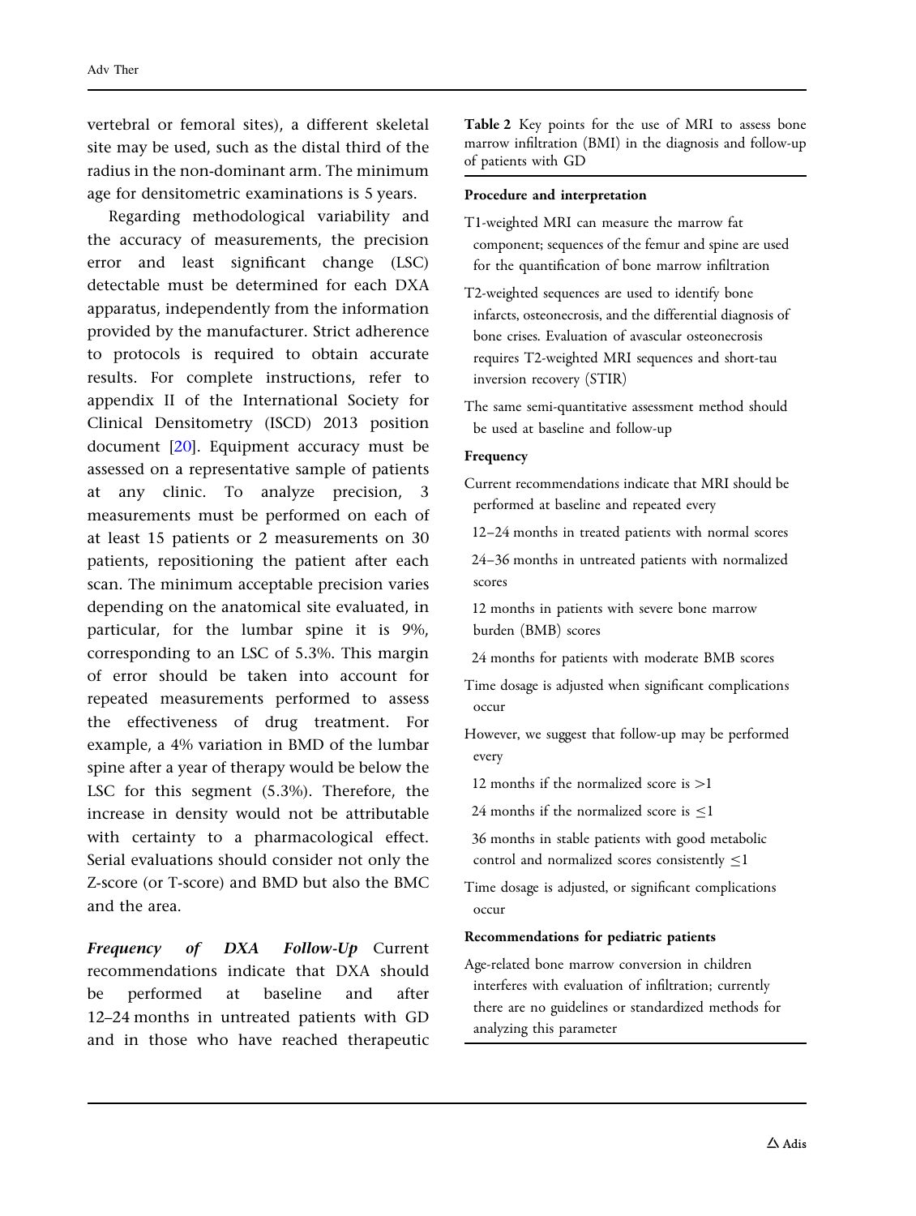vertebral or femoral sites), a different skeletal site may be used, such as the distal third of the radius in the non-dominant arm. The minimum age for densitometric examinations is 5 years.

Regarding methodological variability and the accuracy of measurements, the precision error and least significant change (LSC) detectable must be determined for each DXA apparatus, independently from the information provided by the manufacturer. Strict adherence to protocols is required to obtain accurate results. For complete instructions, refer to appendix II of the International Society for Clinical Densitometry (ISCD) 2013 position document [20]. Equipment accuracy must be assessed on a representative sample of patients at any clinic. To analyze precision, 3 measurements must be performed on each of at least 15 patients or 2 measurements on 30 patients, repositioning the patient after each scan. The minimum acceptable precision varies depending on the anatomical site evaluated, in particular, for the lumbar spine it is 9%, corresponding to an LSC of 5.3%. This margin of error should be taken into account for repeated measurements performed to assess the effectiveness of drug treatment. For example, a 4% variation in BMD of the lumbar spine after a year of therapy would be below the LSC for this segment (5.3%). Therefore, the increase in density would not be attributable with certainty to a pharmacological effect. Serial evaluations should consider not only the Z-score (or T-score) and BMD but also the BMC and the area.

***Frequency of DXA Follow-Up*** Current recommendations indicate that DXA should be performed at baseline and after 12–24 months in untreated patients with GD and in those who have reached therapeutic

**Table 2** Key points for the use of MRI to assess bone marrow infiltration (BMI) in the diagnosis and follow-up of patients with GD

| |
|---|
| **Procedure and interpretation** |
| T1-weighted MRI can measure the marrow fat component; sequences of the femur and spine are used for the quantification of bone marrow infiltration |
| T2-weighted sequences are used to identify bone infarcts, osteonecrosis, and the differential diagnosis of bone crises. Evaluation of avascular osteonecrosis requires T2-weighted MRI sequences and short-tau inversion recovery (STIR) |
| The same semi-quantitative assessment method should be used at baseline and follow-up |
| **Frequency** |
| Current recommendations indicate that MRI should be performed at baseline and repeated every |
| 12–24 months in treated patients with normal scores |
| 24–36 months in untreated patients with normalized scores |
| 12 months in patients with severe bone marrow burden (BMB) scores |
| 24 months for patients with moderate BMB scores |
| Time dosage is adjusted when significant complications occur |
| However, we suggest that follow-up may be performed every |
| 12 months if the normalized score is >1 |
| 24 months if the normalized score is ≤1 |
| 36 months in stable patients with good metabolic control and normalized scores consistently ≤1 |
| Time dosage is adjusted, or significant complications occur |
| **Recommendations for pediatric patients** |
| Age-related bone marrow conversion in children interferes with evaluation of infiltration; currently there are no guidelines or standardized methods for analyzing this parameter |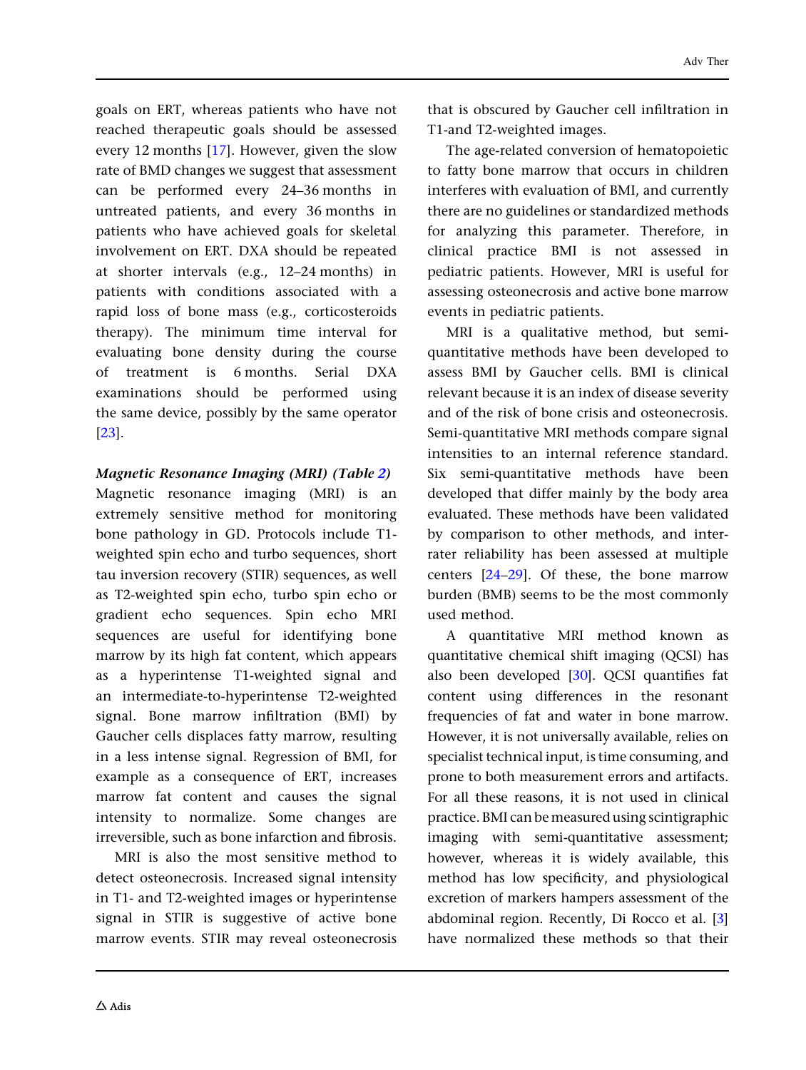goals on ERT, whereas patients who have not reached therapeutic goals should be assessed every 12 months [17]. However, given the slow rate of BMD changes we suggest that assessment can be performed every 24–36 months in untreated patients, and every 36 months in patients who have achieved goals for skeletal involvement on ERT. DXA should be repeated at shorter intervals (e.g., 12–24 months) in patients with conditions associated with a rapid loss of bone mass (e.g., corticosteroids therapy). The minimum time interval for evaluating bone density during the course of treatment is 6 months. Serial DXA examinations should be performed using the same device, possibly by the same operator [23].

***Magnetic Resonance Imaging (MRI) (Table 2)***

Magnetic resonance imaging (MRI) is an extremely sensitive method for monitoring bone pathology in GD. Protocols include T1-weighted spin echo and turbo sequences, short tau inversion recovery (STIR) sequences, as well as T2-weighted spin echo, turbo spin echo or gradient echo sequences. Spin echo MRI sequences are useful for identifying bone marrow by its high fat content, which appears as a hyperintense T1-weighted signal and an intermediate-to-hyperintense T2-weighted signal. Bone marrow infiltration (BMI) by Gaucher cells displaces fatty marrow, resulting in a less intense signal. Regression of BMI, for example as a consequence of ERT, increases marrow fat content and causes the signal intensity to normalize. Some changes are irreversible, such as bone infarction and fibrosis.

MRI is also the most sensitive method to detect osteonecrosis. Increased signal intensity in T1- and T2-weighted images or hyperintense signal in STIR is suggestive of active bone marrow events. STIR may reveal osteonecrosis that is obscured by Gaucher cell infiltration in T1-and T2-weighted images.

The age-related conversion of hematopoietic to fatty bone marrow that occurs in children interferes with evaluation of BMI, and currently there are no guidelines or standardized methods for analyzing this parameter. Therefore, in clinical practice BMI is not assessed in pediatric patients. However, MRI is useful for assessing osteonecrosis and active bone marrow events in pediatric patients.

MRI is a qualitative method, but semi-quantitative methods have been developed to assess BMI by Gaucher cells. BMI is clinical relevant because it is an index of disease severity and of the risk of bone crisis and osteonecrosis. Semi-quantitative MRI methods compare signal intensities to an internal reference standard. Six semi-quantitative methods have been developed that differ mainly by the body area evaluated. These methods have been validated by comparison to other methods, and inter-rater reliability has been assessed at multiple centers [24–29]. Of these, the bone marrow burden (BMB) seems to be the most commonly used method.

A quantitative MRI method known as quantitative chemical shift imaging (QCSI) has also been developed [30]. QCSI quantifies fat content using differences in the resonant frequencies of fat and water in bone marrow. However, it is not universally available, relies on specialist technical input, is time consuming, and prone to both measurement errors and artifacts. For all these reasons, it is not used in clinical practice. BMI can be measured using scintigraphic imaging with semi-quantitative assessment; however, whereas it is widely available, this method has low specificity, and physiological excretion of markers hampers assessment of the abdominal region. Recently, Di Rocco et al. [3] have normalized these methods so that their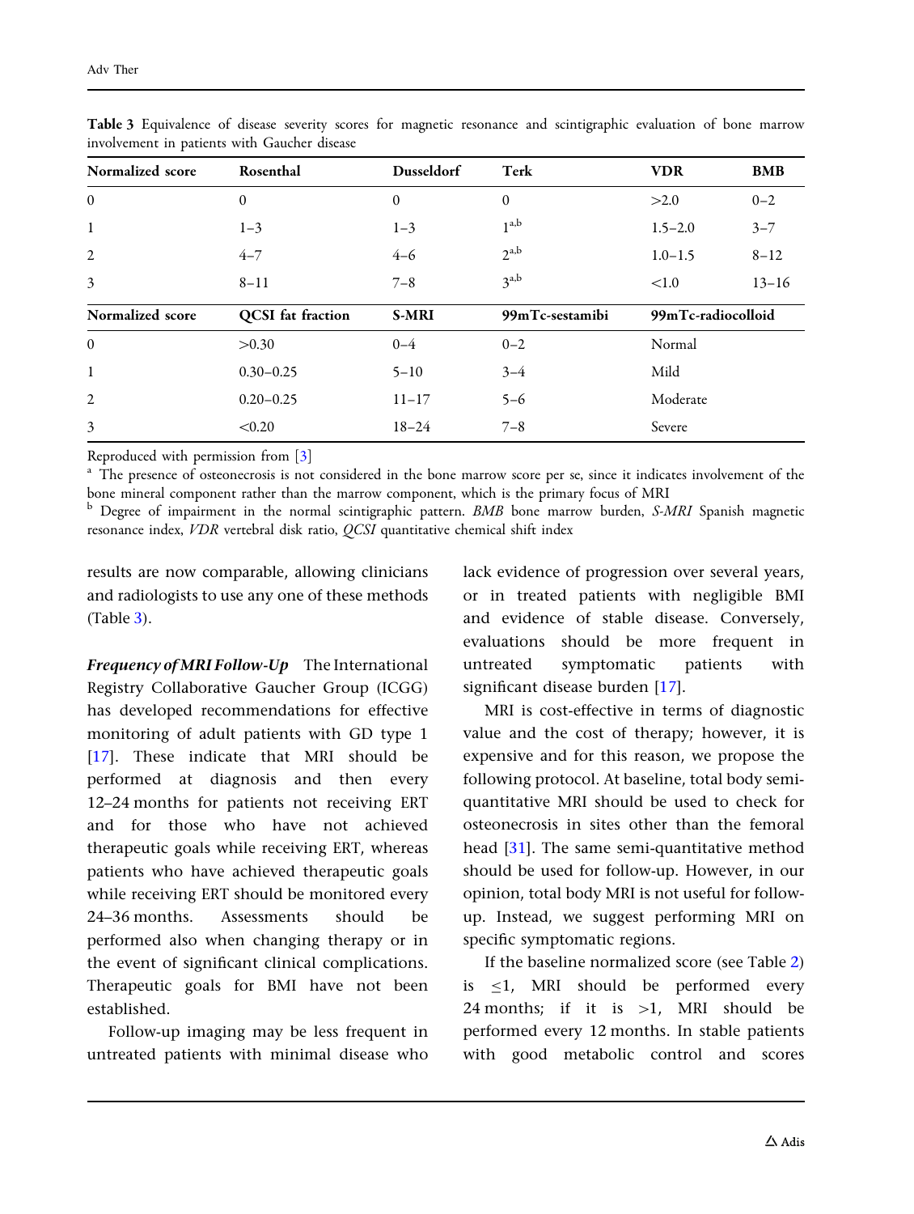Table 3 Equivalence of disease severity scores for magnetic resonance and scintigraphic evaluation of bone marrow involvement in patients with Gaucher disease

| Normalized score | Rosenthal | Dusseldorf | Terk | VDR | BMB |
|---|---|---|---|---|---|
| 0 | 0 | 0 | 0 | >2.0 | 0–2 |
| 1 | 1–3 | 1–3 | 1[a,b] | 1.5–2.0 | 3–7 |
| 2 | 4–7 | 4–6 | 2[a,b] | 1.0–1.5 | 8–12 |
| 3 | 8–11 | 7–8 | 3[a,b] | <1.0 | 13–16 |
| **Normalized score** | **QCSI fat fraction** | **S-MRI** | **99mTc-sestamibi** | **99mTc-radiocolloid** | |
| 0 | >0.30 | 0–4 | 0–2 | Normal | |
| 1 | 0.30–0.25 | 5–10 | 3–4 | Mild | |
| 2 | 0.20–0.25 | 11–17 | 5–6 | Moderate | |
| 3 | <0.20 | 18–24 | 7–8 | Severe | |

Reproduced with permission from [3]

[a] The presence of osteonecrosis is not considered in the bone marrow score per se, since it indicates involvement of the bone mineral component rather than the marrow component, which is the primary focus of MRI

[b] Degree of impairment in the normal scintigraphic pattern. *BMB* bone marrow burden, *S-MRI* Spanish magnetic resonance index, *VDR* vertebral disk ratio, *QCSI* quantitative chemical shift index

results are now comparable, allowing clinicians and radiologists to use any one of these methods (Table 3).

***Frequency of MRI Follow-Up*** The International Registry Collaborative Gaucher Group (ICGG) has developed recommendations for effective monitoring of adult patients with GD type 1 [17]. These indicate that MRI should be performed at diagnosis and then every 12–24 months for patients not receiving ERT and for those who have not achieved therapeutic goals while receiving ERT, whereas patients who have achieved therapeutic goals while receiving ERT should be monitored every 24–36 months. Assessments should be performed also when changing therapy or in the event of significant clinical complications. Therapeutic goals for BMI have not been established.

Follow-up imaging may be less frequent in untreated patients with minimal disease who lack evidence of progression over several years, or in treated patients with negligible BMI and evidence of stable disease. Conversely, evaluations should be more frequent in untreated symptomatic patients with significant disease burden [17].

MRI is cost-effective in terms of diagnostic value and the cost of therapy; however, it is expensive and for this reason, we propose the following protocol. At baseline, total body semi-quantitative MRI should be used to check for osteonecrosis in sites other than the femoral head [31]. The same semi-quantitative method should be used for follow-up. However, in our opinion, total body MRI is not useful for follow-up. Instead, we suggest performing MRI on specific symptomatic regions.

If the baseline normalized score (see Table 2) is $\leq 1$, MRI should be performed every 24 months; if it is $>1$, MRI should be performed every 12 months. In stable patients with good metabolic control and scores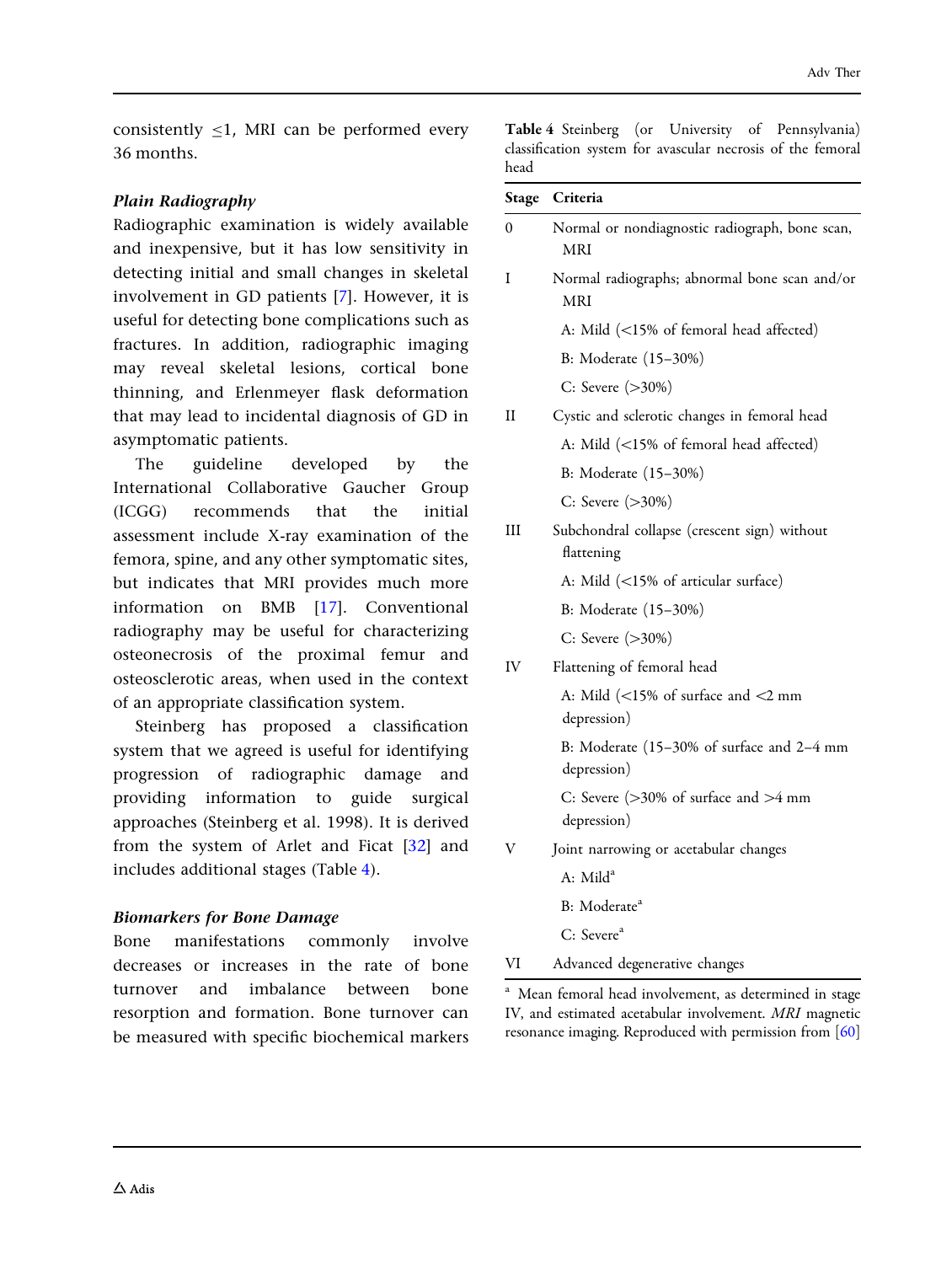consistently ≤1, MRI can be performed every 36 months.

### *Plain Radiography*

Radiographic examination is widely available and inexpensive, but it has low sensitivity in detecting initial and small changes in skeletal involvement in GD patients [7]. However, it is useful for detecting bone complications such as fractures. In addition, radiographic imaging may reveal skeletal lesions, cortical bone thinning, and Erlenmeyer flask deformation that may lead to incidental diagnosis of GD in asymptomatic patients.

The guideline developed by the International Collaborative Gaucher Group (ICGG) recommends that the initial assessment include X-ray examination of the femora, spine, and any other symptomatic sites, but indicates that MRI provides much more information on BMB [17]. Conventional radiography may be useful for characterizing osteonecrosis of the proximal femur and osteosclerotic areas, when used in the context of an appropriate classification system.

Steinberg has proposed a classification system that we agreed is useful for identifying progression of radiographic damage and providing information to guide surgical approaches (Steinberg et al. 1998). It is derived from the system of Arlet and Ficat [32] and includes additional stages (Table 4).

**Table 4** Steinberg (or University of Pennsylvania) classification system for avascular necrosis of the femoral head

| Stage | Criteria |
|---|---|
| 0 | Normal or nondiagnostic radiograph, bone scan, MRI |
| I | Normal radiographs; abnormal bone scan and/or MRI |
| | A: Mild (<15% of femoral head affected) |
| | B: Moderate (15–30%) |
| | C: Severe (>30%) |
| II | Cystic and sclerotic changes in femoral head |
| | A: Mild (<15% of femoral head affected) |
| | B: Moderate (15–30%) |
| | C: Severe (>30%) |
| III | Subchondral collapse (crescent sign) without flattening |
| | A: Mild (<15% of articular surface) |
| | B: Moderate (15–30%) |
| | C: Severe (>30%) |
| IV | Flattening of femoral head |
| | A: Mild (<15% of surface and <2 mm depression) |
| | B: Moderate (15–30% of surface and 2–4 mm depression) |
| | C: Severe (>30% of surface and >4 mm depression) |
| V | Joint narrowing or acetabular changes |
| | A: Mild[a] |
| | B: Moderate[a] |
| | C: Severe[a] |
| VI | Advanced degenerative changes |

[a] Mean femoral head involvement, as determined in stage IV, and estimated acetabular involvement. *MRI* magnetic resonance imaging. Reproduced with permission from [60]

### *Biomarkers for Bone Damage*

Bone manifestations commonly involve decreases or increases in the rate of bone turnover and imbalance between bone resorption and formation. Bone turnover can be measured with specific biochemical markers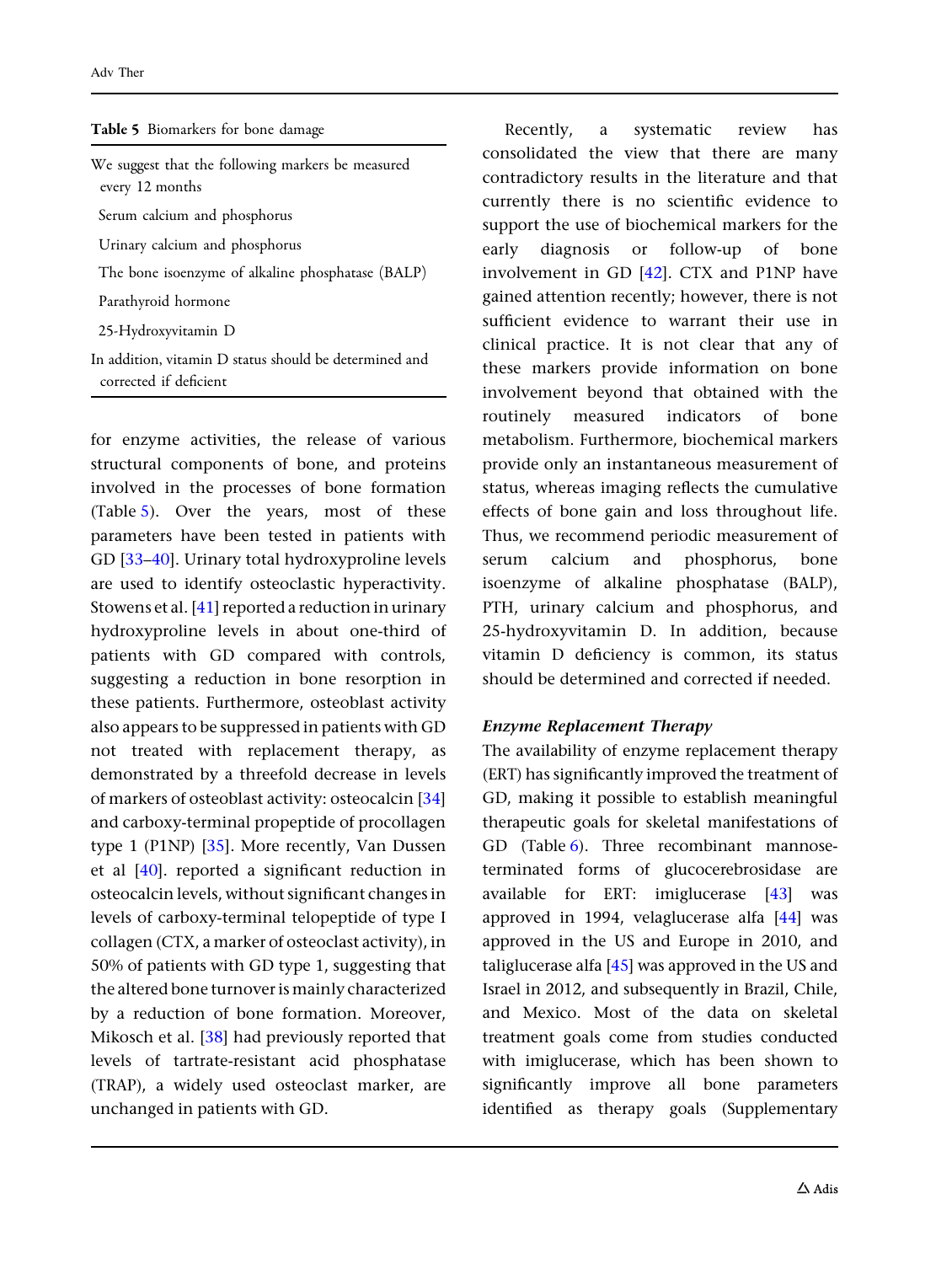**Table 5** Biomarkers for bone damage

| |
|---|
| We suggest that the following markers be measured every 12 months |
| Serum calcium and phosphorus |
| Urinary calcium and phosphorus |
| The bone isoenzyme of alkaline phosphatase (BALP) |
| Parathyroid hormone |
| 25-Hydroxyvitamin D |
| In addition, vitamin D status should be determined and corrected if deficient |

for enzyme activities, the release of various structural components of bone, and proteins involved in the processes of bone formation (Table 5). Over the years, most of these parameters have been tested in patients with GD [33–40]. Urinary total hydroxyproline levels are used to identify osteoclastic hyperactivity. Stowens et al. [41] reported a reduction in urinary hydroxyproline levels in about one-third of patients with GD compared with controls, suggesting a reduction in bone resorption in these patients. Furthermore, osteoblast activity also appears to be suppressed in patients with GD not treated with replacement therapy, as demonstrated by a threefold decrease in levels of markers of osteoblast activity: osteocalcin [34] and carboxy-terminal propeptide of procollagen type 1 (P1NP) [35]. More recently, Van Dussen et al [40]. reported a significant reduction in osteocalcin levels, without significant changes in levels of carboxy-terminal telopeptide of type I collagen (CTX, a marker of osteoclast activity), in 50% of patients with GD type 1, suggesting that the altered bone turnover is mainly characterized by a reduction of bone formation. Moreover, Mikosch et al. [38] had previously reported that levels of tartrate-resistant acid phosphatase (TRAP), a widely used osteoclast marker, are unchanged in patients with GD.

Recently, a systematic review has consolidated the view that there are many contradictory results in the literature and that currently there is no scientific evidence to support the use of biochemical markers for the early diagnosis or follow-up of bone involvement in GD [42]. CTX and P1NP have gained attention recently; however, there is not sufficient evidence to warrant their use in clinical practice. It is not clear that any of these markers provide information on bone involvement beyond that obtained with the routinely measured indicators of bone metabolism. Furthermore, biochemical markers provide only an instantaneous measurement of status, whereas imaging reflects the cumulative effects of bone gain and loss throughout life. Thus, we recommend periodic measurement of serum calcium and phosphorus, bone isoenzyme of alkaline phosphatase (BALP), PTH, urinary calcium and phosphorus, and 25-hydroxyvitamin D. In addition, because vitamin D deficiency is common, its status should be determined and corrected if needed.

### *Enzyme Replacement Therapy*

The availability of enzyme replacement therapy (ERT) has significantly improved the treatment of GD, making it possible to establish meaningful therapeutic goals for skeletal manifestations of GD (Table 6). Three recombinant mannose-terminated forms of glucocerebrosidase are available for ERT: imiglucerase [43] was approved in 1994, velaglucerase alfa [44] was approved in the US and Europe in 2010, and taliglucerase alfa [45] was approved in the US and Israel in 2012, and subsequently in Brazil, Chile, and Mexico. Most of the data on skeletal treatment goals come from studies conducted with imiglucerase, which has been shown to significantly improve all bone parameters identified as therapy goals (Supplementary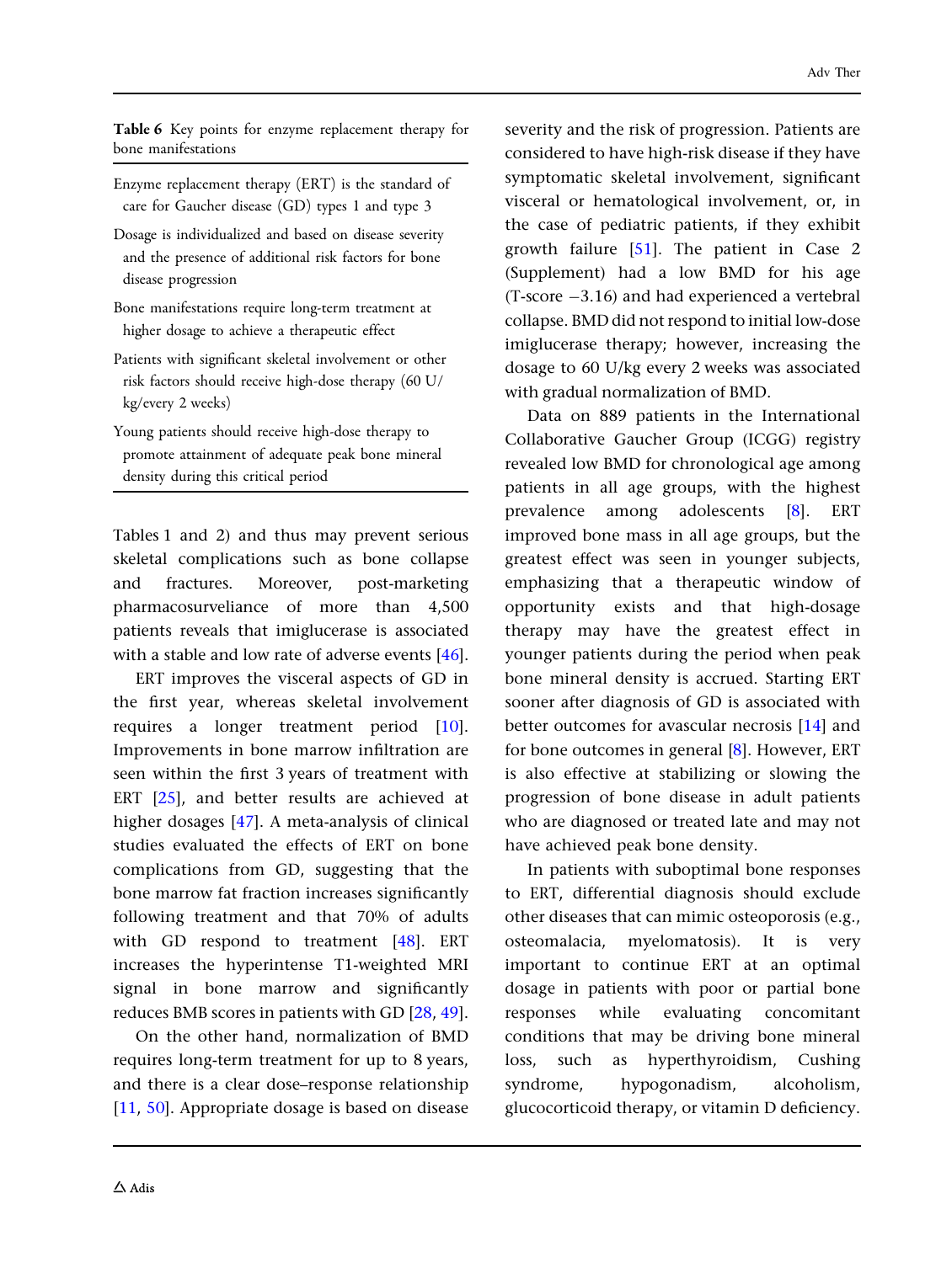Table 6 Key points for enzyme replacement therapy for bone manifestations

| |
|---|
| Enzyme replacement therapy (ERT) is the standard of care for Gaucher disease (GD) types 1 and type 3 |
| Dosage is individualized and based on disease severity and the presence of additional risk factors for bone disease progression |
| Bone manifestations require long-term treatment at higher dosage to achieve a therapeutic effect |
| Patients with significant skeletal involvement or other risk factors should receive high-dose therapy (60 U/kg/every 2 weeks) |
| Young patients should receive high-dose therapy to promote attainment of adequate peak bone mineral density during this critical period |

Tables 1 and 2) and thus may prevent serious skeletal complications such as bone collapse and fractures. Moreover, post-marketing pharmacosurveliance of more than 4,500 patients reveals that imiglucerase is associated with a stable and low rate of adverse events [46].

ERT improves the visceral aspects of GD in the first year, whereas skeletal involvement requires a longer treatment period [10]. Improvements in bone marrow infiltration are seen within the first 3 years of treatment with ERT [25], and better results are achieved at higher dosages [47]. A meta-analysis of clinical studies evaluated the effects of ERT on bone complications from GD, suggesting that the bone marrow fat fraction increases significantly following treatment and that 70% of adults with GD respond to treatment [48]. ERT increases the hyperintense T1-weighted MRI signal in bone marrow and significantly reduces BMB scores in patients with GD [28, 49].

On the other hand, normalization of BMD requires long-term treatment for up to 8 years, and there is a clear dose–response relationship [11, 50]. Appropriate dosage is based on disease severity and the risk of progression. Patients are considered to have high-risk disease if they have symptomatic skeletal involvement, significant visceral or hematological involvement, or, in the case of pediatric patients, if they exhibit growth failure [51]. The patient in Case 2 (Supplement) had a low BMD for his age (T-score −3.16) and had experienced a vertebral collapse. BMD did not respond to initial low-dose imiglucerase therapy; however, increasing the dosage to 60 U/kg every 2 weeks was associated with gradual normalization of BMD.

Data on 889 patients in the International Collaborative Gaucher Group (ICGG) registry revealed low BMD for chronological age among patients in all age groups, with the highest prevalence among adolescents [8]. ERT improved bone mass in all age groups, but the greatest effect was seen in younger subjects, emphasizing that a therapeutic window of opportunity exists and that high-dosage therapy may have the greatest effect in younger patients during the period when peak bone mineral density is accrued. Starting ERT sooner after diagnosis of GD is associated with better outcomes for avascular necrosis [14] and for bone outcomes in general [8]. However, ERT is also effective at stabilizing or slowing the progression of bone disease in adult patients who are diagnosed or treated late and may not have achieved peak bone density.

In patients with suboptimal bone responses to ERT, differential diagnosis should exclude other diseases that can mimic osteoporosis (e.g., osteomalacia, myelomatosis). It is very important to continue ERT at an optimal dosage in patients with poor or partial bone responses while evaluating concomitant conditions that may be driving bone mineral loss, such as hyperthyroidism, Cushing syndrome, hypogonadism, alcoholism, glucocorticoid therapy, or vitamin D deficiency.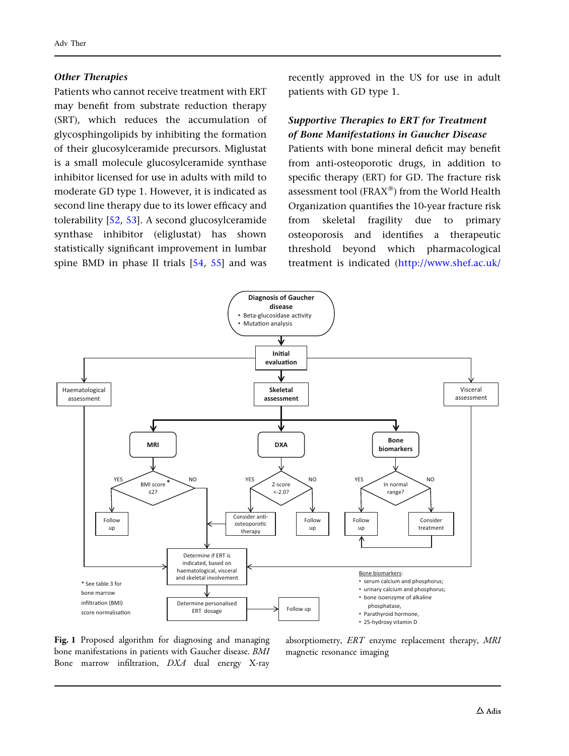### *Other Therapies*

Patients who cannot receive treatment with ERT may benefit from substrate reduction therapy (SRT), which reduces the accumulation of glycosphingolipids by inhibiting the formation of their glucosylceramide precursors. Miglustat is a small molecule glucosylceramide synthase inhibitor licensed for use in adults with mild to moderate GD type 1. However, it is indicated as second line therapy due to its lower efficacy and tolerability [52, 53]. A second glucosylceramide synthase inhibitor (eliglustat) has shown statistically significant improvement in lumbar spine BMD in phase II trials [54, 55] and was recently approved in the US for use in adult patients with GD type 1.

### *Supportive Therapies to ERT for Treatment of Bone Manifestations in Gaucher Disease*

Patients with bone mineral deficit may benefit from anti-osteoporotic drugs, in addition to specific therapy (ERT) for GD. The fracture risk assessment tool (FRAX®) from the World Health Organization quantifies the 10-year fracture risk from skeletal fragility due to primary osteoporosis and identifies a therapeutic threshold beyond which pharmacological treatment is indicated (http://www.shef.ac.uk/

Diagnosis of Gaucher disease
- Beta-glucosidase activity
- Mutation analysis

Initial evaluation

Haematological assessment

Skeletal assessment

Visceral assessment

MRI

DXA

Bone biomarkers

BMI score* ≤2?

YES

NO

Follow up

Z-score <-2.0?

YES

NO

Consider anti-osteoporotic therapy

Follow up

In normal range?

YES

NO

Follow up

Consider treatment

Determine if ERT is indicated, based on haematological, visceral and skeletal involvement

Determine personalised ERT dosage

Follow up

\* See table 3 for bone marrow infiltration (BMI) score normalisation

Bone biomarkers:
- serum calcium and phosphorus;
- urinary calcium and phosphorus;
- bone isoenzyme of alkaline phosphatase,
- Parathyroid hormone,
- 25-hydroxy vitamin D

**Fig. 1** Proposed algorithm for diagnosing and managing bone manifestations in patients with Gaucher disease. *BMI* Bone marrow infiltration, *DXA* dual energy X-ray absorptiometry, *ERT* enzyme replacement therapy, *MRI* magnetic resonance imaging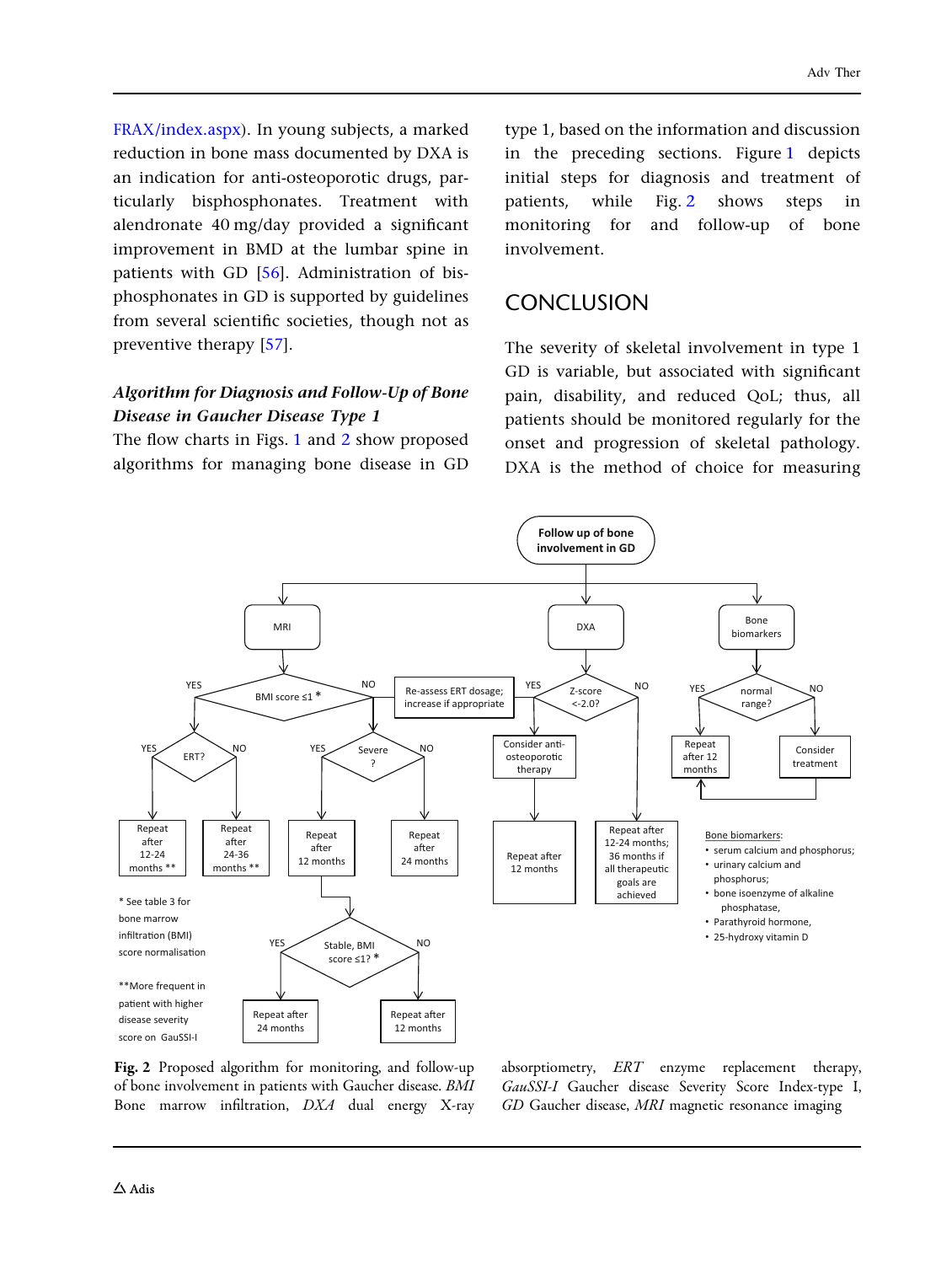FRAX/index.aspx). In young subjects, a marked reduction in bone mass documented by DXA is an indication for anti-osteoporotic drugs, particularly bisphosphonates. Treatment with alendronate 40 mg/day provided a significant improvement in BMD at the lumbar spine in patients with GD [56]. Administration of bisphosphonates in GD is supported by guidelines from several scientific societies, though not as preventive therapy [57].

### *Algorithm for Diagnosis and Follow-Up of Bone Disease in Gaucher Disease Type 1*

The flow charts in Figs. 1 and 2 show proposed algorithms for managing bone disease in GD type 1, based on the information and discussion in the preceding sections. Figure 1 depicts initial steps for diagnosis and treatment of patients, while Fig. 2 shows steps in monitoring for and follow-up of bone involvement.

## CONCLUSION

The severity of skeletal involvement in type 1 GD is variable, but associated with significant pain, disability, and reduced QoL; thus, all patients should be monitored regularly for the onset and progression of skeletal pathology. DXA is the method of choice for measuring

Follow up of bone involvement in GD

MRI

DXA

Bone biomarkers

BMI score ≤1 *

YES

NO

Re-assess ERT dosage; increase if appropriate

ERT?

YES

NO

Repeat after 12-24 months **

Repeat after 24-36 months **

Severe ?

YES

NO

Repeat after 12 months

Repeat after 24 months

Stable, BMI score ≤1? *

YES

NO

Repeat after 24 months

Repeat after 12 months

Z-score <-2.0?

YES

NO

Consider anti-osteoporotic therapy

Repeat after 12 months

Repeat after 12-24 months; 36 months if all therapeutic goals are achieved

normal range?

YES

NO

Repeat after 12 months

Consider treatment

* See table 3 for bone marrow infiltration (BMI) score normalisation

**More frequent in patient with higher disease severity score on GauSSI-I

Bone biomarkers:
- serum calcium and phosphorus;
- urinary calcium and phosphorus;
- bone isoenzyme of alkaline phosphatase,
- Parathyroid hormone,
- 25-hydroxy vitamin D

**Fig. 2** Proposed algorithm for monitoring, and follow-up of bone involvement in patients with Gaucher disease. *BMI* Bone marrow infiltration, *DXA* dual energy X-ray absorptiometry, *ERT* enzyme replacement therapy, *GauSSI-I* Gaucher disease Severity Score Index-type I, *GD* Gaucher disease, *MRI* magnetic resonance imaging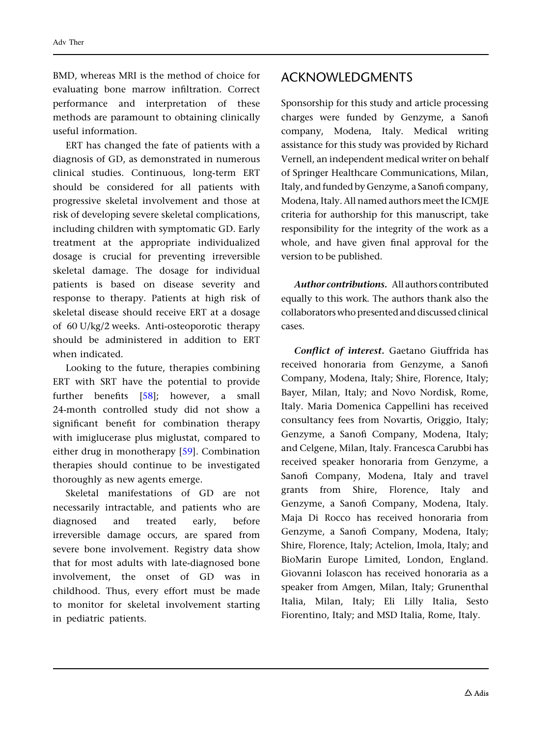BMD, whereas MRI is the method of choice for evaluating bone marrow infiltration. Correct performance and interpretation of these methods are paramount to obtaining clinically useful information.

ERT has changed the fate of patients with a diagnosis of GD, as demonstrated in numerous clinical studies. Continuous, long-term ERT should be considered for all patients with progressive skeletal involvement and those at risk of developing severe skeletal complications, including children with symptomatic GD. Early treatment at the appropriate individualized dosage is crucial for preventing irreversible skeletal damage. The dosage for individual patients is based on disease severity and response to therapy. Patients at high risk of skeletal disease should receive ERT at a dosage of 60 U/kg/2 weeks. Anti-osteoporotic therapy should be administered in addition to ERT when indicated.

Looking to the future, therapies combining ERT with SRT have the potential to provide further benefits [58]; however, a small 24-month controlled study did not show a significant benefit for combination therapy with imiglucerase plus miglustat, compared to either drug in monotherapy [59]. Combination therapies should continue to be investigated thoroughly as new agents emerge.

Skeletal manifestations of GD are not necessarily intractable, and patients who are diagnosed and treated early, before irreversible damage occurs, are spared from severe bone involvement. Registry data show that for most adults with late-diagnosed bone involvement, the onset of GD was in childhood. Thus, every effort must be made to monitor for skeletal involvement starting in pediatric patients.

## ACKNOWLEDGMENTS

Sponsorship for this study and article processing charges were funded by Genzyme, a Sanofi company, Modena, Italy. Medical writing assistance for this study was provided by Richard Vernell, an independent medical writer on behalf of Springer Healthcare Communications, Milan, Italy, and funded by Genzyme, a Sanofi company, Modena, Italy. All named authors meet the ICMJE criteria for authorship for this manuscript, take responsibility for the integrity of the work as a whole, and have given final approval for the version to be published.

***Author contributions.*** All authors contributed equally to this work. The authors thank also the collaborators who presented and discussed clinical cases.

***Conflict of interest.*** Gaetano Giuffrida has received honoraria from Genzyme, a Sanofi Company, Modena, Italy; Shire, Florence, Italy; Bayer, Milan, Italy; and Novo Nordisk, Rome, Italy. Maria Domenica Cappellini has received consultancy fees from Novartis, Origgio, Italy; Genzyme, a Sanofi Company, Modena, Italy; and Celgene, Milan, Italy. Francesca Carubbi has received speaker honoraria from Genzyme, a Sanofi Company, Modena, Italy and travel grants from Shire, Florence, Italy and Genzyme, a Sanofi Company, Modena, Italy. Maja Di Rocco has received honoraria from Genzyme, a Sanofi Company, Modena, Italy; Shire, Florence, Italy; Actelion, Imola, Italy; and BioMarin Europe Limited, London, England. Giovanni Iolascon has received honoraria as a speaker from Amgen, Milan, Italy; Grunenthal Italia, Milan, Italy; Eli Lilly Italia, Sesto Fiorentino, Italy; and MSD Italia, Rome, Italy.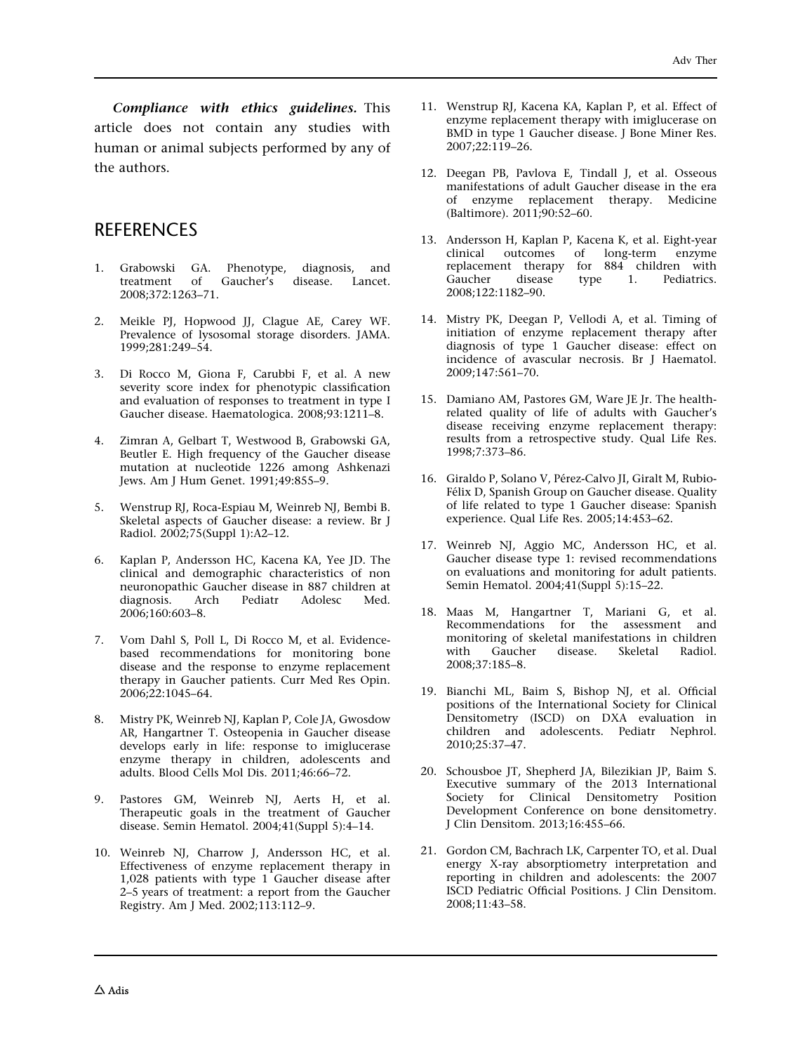***Compliance with ethics guidelines.*** This article does not contain any studies with human or animal subjects performed by any of the authors.

## REFERENCES

1. Grabowski GA. Phenotype, diagnosis, and treatment of Gaucher's disease. Lancet. 2008;372:1263–71.

2. Meikle PJ, Hopwood JJ, Clague AE, Carey WF. Prevalence of lysosomal storage disorders. JAMA. 1999;281:249–54.

3. Di Rocco M, Giona F, Carubbi F, et al. A new severity score index for phenotypic classification and evaluation of responses to treatment in type I Gaucher disease. Haematologica. 2008;93:1211–8.

4. Zimran A, Gelbart T, Westwood B, Grabowski GA, Beutler E. High frequency of the Gaucher disease mutation at nucleotide 1226 among Ashkenazi Jews. Am J Hum Genet. 1991;49:855–9.

5. Wenstrup RJ, Roca-Espiau M, Weinreb NJ, Bembi B. Skeletal aspects of Gaucher disease: a review. Br J Radiol. 2002;75(Suppl 1):A2–12.

6. Kaplan P, Andersson HC, Kacena KA, Yee JD. The clinical and demographic characteristics of non neuronopathic Gaucher disease in 887 children at diagnosis. Arch Pediatr Adolesc Med. 2006;160:603–8.

7. Vom Dahl S, Poll L, Di Rocco M, et al. Evidence-based recommendations for monitoring bone disease and the response to enzyme replacement therapy in Gaucher patients. Curr Med Res Opin. 2006;22:1045–64.

8. Mistry PK, Weinreb NJ, Kaplan P, Cole JA, Gwosdow AR, Hangartner T. Osteopenia in Gaucher disease develops early in life: response to imiglucerase enzyme therapy in children, adolescents and adults. Blood Cells Mol Dis. 2011;46:66–72.

9. Pastores GM, Weinreb NJ, Aerts H, et al. Therapeutic goals in the treatment of Gaucher disease. Semin Hematol. 2004;41(Suppl 5):4–14.

10. Weinreb NJ, Charrow J, Andersson HC, et al. Effectiveness of enzyme replacement therapy in 1,028 patients with type 1 Gaucher disease after 2–5 years of treatment: a report from the Gaucher Registry. Am J Med. 2002;113:112–9.

11. Wenstrup RJ, Kacena KA, Kaplan P, et al. Effect of enzyme replacement therapy with imiglucerase on BMD in type 1 Gaucher disease. J Bone Miner Res. 2007;22:119–26.

12. Deegan PB, Pavlova E, Tindall J, et al. Osseous manifestations of adult Gaucher disease in the era of enzyme replacement therapy. Medicine (Baltimore). 2011;90:52–60.

13. Andersson H, Kaplan P, Kacena K, et al. Eight-year clinical outcomes of long-term enzyme replacement therapy for 884 children with Gaucher disease type 1. Pediatrics. 2008;122:1182–90.

14. Mistry PK, Deegan P, Vellodi A, et al. Timing of initiation of enzyme replacement therapy after diagnosis of type 1 Gaucher disease: effect on incidence of avascular necrosis. Br J Haematol. 2009;147:561–70.

15. Damiano AM, Pastores GM, Ware JE Jr. The health-related quality of life of adults with Gaucher's disease receiving enzyme replacement therapy: results from a retrospective study. Qual Life Res. 1998;7:373–86.

16. Giraldo P, Solano V, Pérez-Calvo JI, Giralt M, Rubio-Félix D, Spanish Group on Gaucher disease. Quality of life related to type 1 Gaucher disease: Spanish experience. Qual Life Res. 2005;14:453–62.

17. Weinreb NJ, Aggio MC, Andersson HC, et al. Gaucher disease type 1: revised recommendations on evaluations and monitoring for adult patients. Semin Hematol. 2004;41(Suppl 5):15–22.

18. Maas M, Hangartner T, Mariani G, et al. Recommendations for the assessment and monitoring of skeletal manifestations in children with Gaucher disease. Skeletal Radiol. 2008;37:185–8.

19. Bianchi ML, Baim S, Bishop NJ, et al. Official positions of the International Society for Clinical Densitometry (ISCD) on DXA evaluation in children and adolescents. Pediatr Nephrol. 2010;25:37–47.

20. Schousboe JT, Shepherd JA, Bilezikian JP, Baim S. Executive summary of the 2013 International Society for Clinical Densitometry Position Development Conference on bone densitometry. J Clin Densitom. 2013;16:455–66.

21. Gordon CM, Bachrach LK, Carpenter TO, et al. Dual energy X-ray absorptiometry interpretation and reporting in children and adolescents: the 2007 ISCD Pediatric Official Positions. J Clin Densitom. 2008;11:43–58.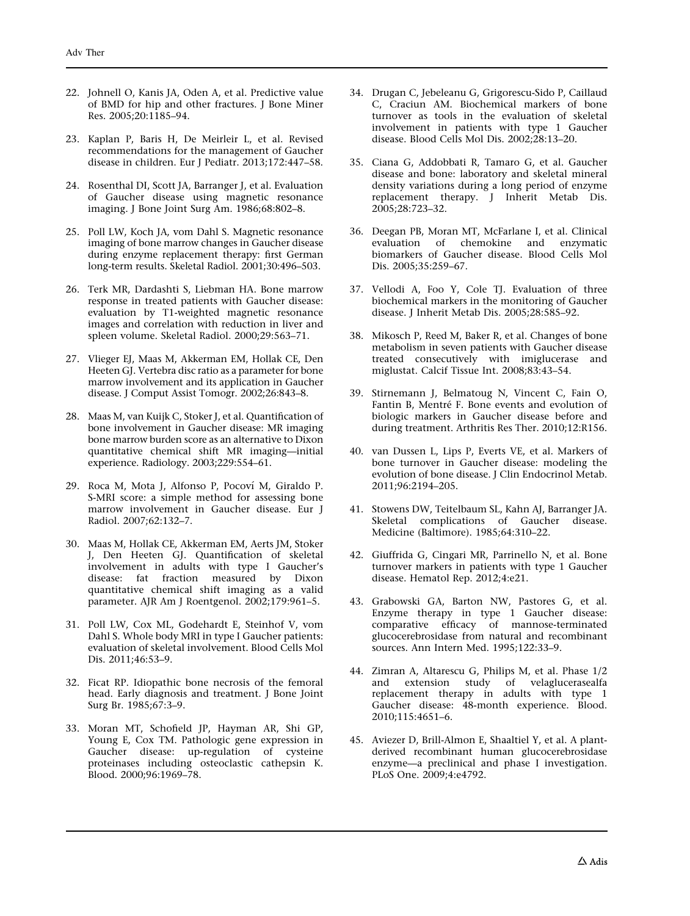22. Johnell O, Kanis JA, Oden A, et al. Predictive value of BMD for hip and other fractures. J Bone Miner Res. 2005;20:1185–94.

23. Kaplan P, Baris H, De Meirleir L, et al. Revised recommendations for the management of Gaucher disease in children. Eur J Pediatr. 2013;172:447–58.

24. Rosenthal DI, Scott JA, Barranger J, et al. Evaluation of Gaucher disease using magnetic resonance imaging. J Bone Joint Surg Am. 1986;68:802–8.

25. Poll LW, Koch JA, vom Dahl S. Magnetic resonance imaging of bone marrow changes in Gaucher disease during enzyme replacement therapy: first German long-term results. Skeletal Radiol. 2001;30:496–503.

26. Terk MR, Dardashti S, Liebman HA. Bone marrow response in treated patients with Gaucher disease: evaluation by T1-weighted magnetic resonance images and correlation with reduction in liver and spleen volume. Skeletal Radiol. 2000;29:563–71.

27. Vlieger EJ, Maas M, Akkerman EM, Hollak CE, Den Heeten GJ. Vertebra disc ratio as a parameter for bone marrow involvement and its application in Gaucher disease. J Comput Assist Tomogr. 2002;26:843–8.

28. Maas M, van Kuijk C, Stoker J, et al. Quantification of bone involvement in Gaucher disease: MR imaging bone marrow burden score as an alternative to Dixon quantitative chemical shift MR imaging—initial experience. Radiology. 2003;229:554–61.

29. Roca M, Mota J, Alfonso P, Pocoví M, Giraldo P. S-MRI score: a simple method for assessing bone marrow involvement in Gaucher disease. Eur J Radiol. 2007;62:132–7.

30. Maas M, Hollak CE, Akkerman EM, Aerts JM, Stoker J, Den Heeten GJ. Quantification of skeletal involvement in adults with type I Gaucher's disease: fat fraction measured by Dixon quantitative chemical shift imaging as a valid parameter. AJR Am J Roentgenol. 2002;179:961–5.

31. Poll LW, Cox ML, Godehardt E, Steinhof V, vom Dahl S. Whole body MRI in type I Gaucher patients: evaluation of skeletal involvement. Blood Cells Mol Dis. 2011;46:53–9.

32. Ficat RP. Idiopathic bone necrosis of the femoral head. Early diagnosis and treatment. J Bone Joint Surg Br. 1985;67:3–9.

33. Moran MT, Schofield JP, Hayman AR, Shi GP, Young E, Cox TM. Pathologic gene expression in Gaucher disease: up-regulation of cysteine proteinases including osteoclastic cathepsin K. Blood. 2000;96:1969–78.

34. Drugan C, Jebeleanu G, Grigorescu-Sido P, Caillaud C, Craciun AM. Biochemical markers of bone turnover as tools in the evaluation of skeletal involvement in patients with type 1 Gaucher disease. Blood Cells Mol Dis. 2002;28:13–20.

35. Ciana G, Addobbati R, Tamaro G, et al. Gaucher disease and bone: laboratory and skeletal mineral density variations during a long period of enzyme replacement therapy. J Inherit Metab Dis. 2005;28:723–32.

36. Deegan PB, Moran MT, McFarlane I, et al. Clinical evaluation of chemokine and enzymatic biomarkers of Gaucher disease. Blood Cells Mol Dis. 2005;35:259–67.

37. Vellodi A, Foo Y, Cole TJ. Evaluation of three biochemical markers in the monitoring of Gaucher disease. J Inherit Metab Dis. 2005;28:585–92.

38. Mikosch P, Reed M, Baker R, et al. Changes of bone metabolism in seven patients with Gaucher disease treated consecutively with imiglucerase and miglustat. Calcif Tissue Int. 2008;83:43–54.

39. Stirnemann J, Belmatoug N, Vincent C, Fain O, Fantin B, Mentré F. Bone events and evolution of biologic markers in Gaucher disease before and during treatment. Arthritis Res Ther. 2010;12:R156.

40. van Dussen L, Lips P, Everts VE, et al. Markers of bone turnover in Gaucher disease: modeling the evolution of bone disease. J Clin Endocrinol Metab. 2011;96:2194–205.

41. Stowens DW, Teitelbaum SL, Kahn AJ, Barranger JA. Skeletal complications of Gaucher disease. Medicine (Baltimore). 1985;64:310–22.

42. Giuffrida G, Cingari MR, Parrinello N, et al. Bone turnover markers in patients with type 1 Gaucher disease. Hematol Rep. 2012;4:e21.

43. Grabowski GA, Barton NW, Pastores G, et al. Enzyme therapy in type 1 Gaucher disease: comparative efficacy of mannose-terminated glucocerebrosidase from natural and recombinant sources. Ann Intern Med. 1995;122:33–9.

44. Zimran A, Altarescu G, Philips M, et al. Phase 1/2 and extension study of velaglucerasealfa replacement therapy in adults with type 1 Gaucher disease: 48-month experience. Blood. 2010;115:4651–6.

45. Aviezer D, Brill-Almon E, Shaaltiel Y, et al. A plant-derived recombinant human glucocerebrosidase enzyme—a preclinical and phase I investigation. PLoS One. 2009;4:e4792.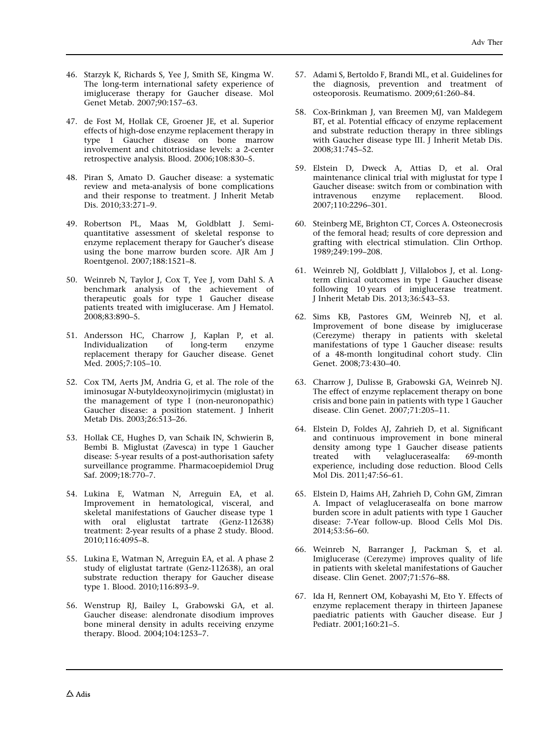46. Starzyk K, Richards S, Yee J, Smith SE, Kingma W. The long-term international safety experience of imiglucerase therapy for Gaucher disease. Mol Genet Metab. 2007;90:157–63.

47. de Fost M, Hollak CE, Groener JE, et al. Superior effects of high-dose enzyme replacement therapy in type 1 Gaucher disease on bone marrow involvement and chitotriosidase levels: a 2-center retrospective analysis. Blood. 2006;108:830–5.

48. Piran S, Amato D. Gaucher disease: a systematic review and meta-analysis of bone complications and their response to treatment. J Inherit Metab Dis. 2010;33:271–9.

49. Robertson PL, Maas M, Goldblatt J. Semi-quantitative assessment of skeletal response to enzyme replacement therapy for Gaucher's disease using the bone marrow burden score. AJR Am J Roentgenol. 2007;188:1521–8.

50. Weinreb N, Taylor J, Cox T, Yee J, vom Dahl S. A benchmark analysis of the achievement of therapeutic goals for type 1 Gaucher disease patients treated with imiglucerase. Am J Hematol. 2008;83:890–5.

51. Andersson HC, Charrow J, Kaplan P, et al. Individualization of long-term enzyme replacement therapy for Gaucher disease. Genet Med. 2005;7:105–10.

52. Cox TM, Aerts JM, Andria G, et al. The role of the iminosugar *N*-butyldeoxynojirimycin (miglustat) in the management of type I (non-neuronopathic) Gaucher disease: a position statement. J Inherit Metab Dis. 2003;26:513–26.

53. Hollak CE, Hughes D, van Schaik IN, Schwierin B, Bembi B. Miglustat (Zavesca) in type 1 Gaucher disease: 5-year results of a post-authorisation safety surveillance programme. Pharmacoepidemiol Drug Saf. 2009;18:770–7.

54. Lukina E, Watman N, Arreguin EA, et al. Improvement in hematological, visceral, and skeletal manifestations of Gaucher disease type 1 with oral eliglustat tartrate (Genz-112638) treatment: 2-year results of a phase 2 study. Blood. 2010;116:4095–8.

55. Lukina E, Watman N, Arreguin EA, et al. A phase 2 study of eliglustat tartrate (Genz-112638), an oral substrate reduction therapy for Gaucher disease type 1. Blood. 2010;116:893–9.

56. Wenstrup RJ, Bailey L, Grabowski GA, et al. Gaucher disease: alendronate disodium improves bone mineral density in adults receiving enzyme therapy. Blood. 2004;104:1253–7.

57. Adami S, Bertoldo F, Brandi ML, et al. Guidelines for the diagnosis, prevention and treatment of osteoporosis. Reumatismo. 2009;61:260–84.

58. Cox-Brinkman J, van Breemen MJ, van Maldegem BT, et al. Potential efficacy of enzyme replacement and substrate reduction therapy in three siblings with Gaucher disease type III. J Inherit Metab Dis. 2008;31:745–52.

59. Elstein D, Dweck A, Attias D, et al. Oral maintenance clinical trial with miglustat for type I Gaucher disease: switch from or combination with intravenous enzyme replacement. Blood. 2007;110:2296–301.

60. Steinberg ME, Brighton CT, Corces A. Osteonecrosis of the femoral head; results of core depression and grafting with electrical stimulation. Clin Orthop. 1989;249:199–208.

61. Weinreb NJ, Goldblatt J, Villalobos J, et al. Long-term clinical outcomes in type 1 Gaucher disease following 10 years of imiglucerase treatment. J Inherit Metab Dis. 2013;36:543–53.

62. Sims KB, Pastores GM, Weinreb NJ, et al. Improvement of bone disease by imiglucerase (Cerezyme) therapy in patients with skeletal manifestations of type 1 Gaucher disease: results of a 48-month longitudinal cohort study. Clin Genet. 2008;73:430–40.

63. Charrow J, Dulisse B, Grabowski GA, Weinreb NJ. The effect of enzyme replacement therapy on bone crisis and bone pain in patients with type 1 Gaucher disease. Clin Genet. 2007;71:205–11.

64. Elstein D, Foldes AJ, Zahrieh D, et al. Significant and continuous improvement in bone mineral density among type 1 Gaucher disease patients treated with velaglucerasealfa: 69-month experience, including dose reduction. Blood Cells Mol Dis. 2011;47:56–61.

65. Elstein D, Haims AH, Zahrieh D, Cohn GM, Zimran A. Impact of velaglucerasealfa on bone marrow burden score in adult patients with type 1 Gaucher disease: 7-Year follow-up. Blood Cells Mol Dis. 2014;53:56–60.

66. Weinreb N, Barranger J, Packman S, et al. Imiglucerase (Cerezyme) improves quality of life in patients with skeletal manifestations of Gaucher disease. Clin Genet. 2007;71:576–88.

67. Ida H, Rennert OM, Kobayashi M, Eto Y. Effects of enzyme replacement therapy in thirteen Japanese paediatric patients with Gaucher disease. Eur J Pediatr. 2001;160:21–5.